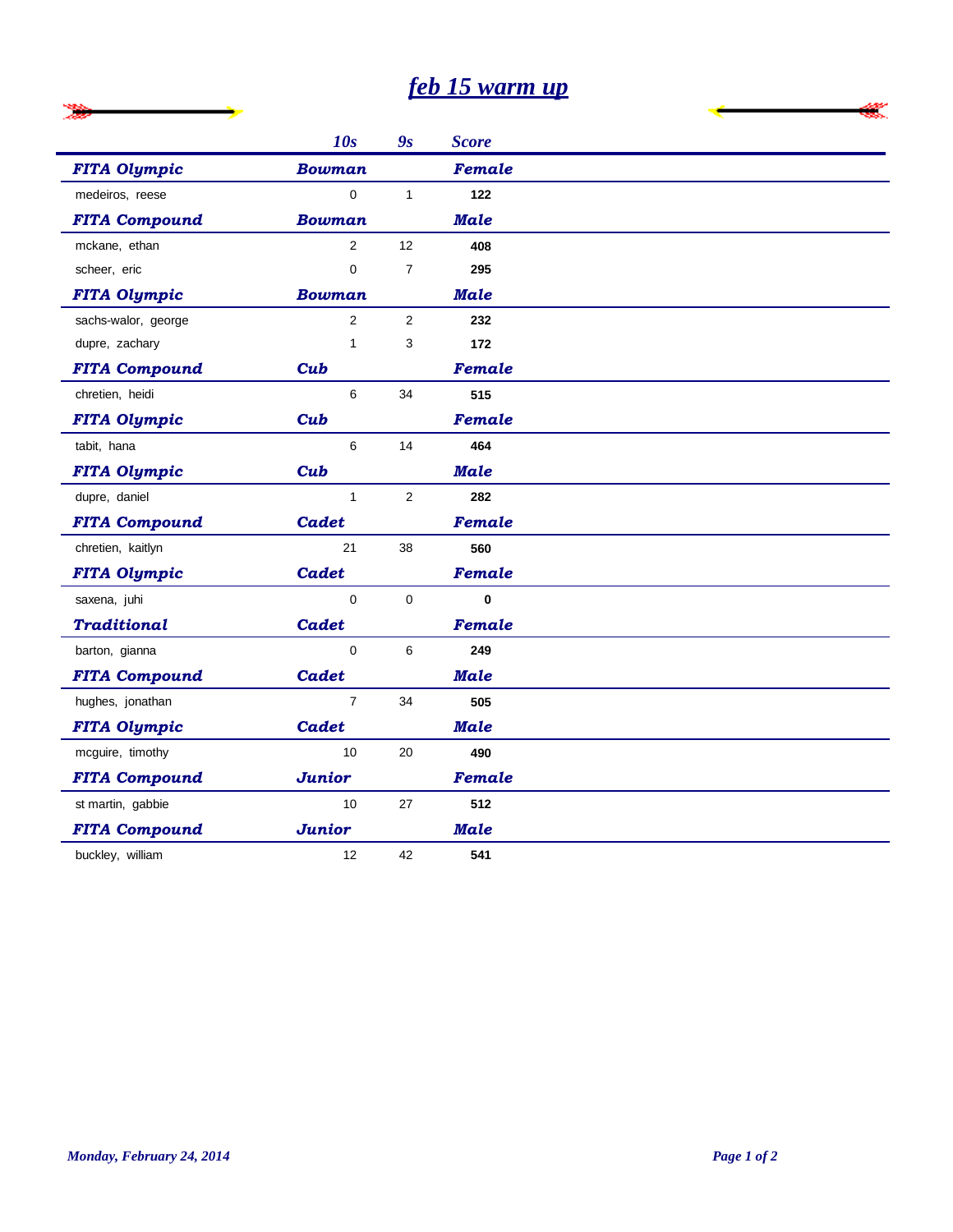# feb 15 warm up

| | 10s | 9s | Score |
|---|---|---|---|
| ***FITA Olympic*** | ***Bowman*** | | ***Female*** |
| medeiros, reese | 0 | 1 | **122** |
| ***FITA Compound*** | ***Bowman*** | | ***Male*** |
| mckane, ethan | 2 | 12 | **408** |
| scheer, eric | 0 | 7 | **295** |
| ***FITA Olympic*** | ***Bowman*** | | ***Male*** |
| sachs-walor, george | 2 | 2 | **232** |
| dupre, zachary | 1 | 3 | **172** |
| ***FITA Compound*** | ***Cub*** | | ***Female*** |
| chretien, heidi | 6 | 34 | **515** |
| ***FITA Olympic*** | ***Cub*** | | ***Female*** |
| tabit, hana | 6 | 14 | **464** |
| ***FITA Olympic*** | ***Cub*** | | ***Male*** |
| dupre, daniel | 1 | 2 | **282** |
| ***FITA Compound*** | ***Cadet*** | | ***Female*** |
| chretien, kaitlyn | 21 | 38 | **560** |
| ***FITA Olympic*** | ***Cadet*** | | ***Female*** |
| saxena, juhi | 0 | 0 | **0** |
| ***Traditional*** | ***Cadet*** | | ***Female*** |
| barton, gianna | 0 | 6 | **249** |
| ***FITA Compound*** | ***Cadet*** | | ***Male*** |
| hughes, jonathan | 7 | 34 | **505** |
| ***FITA Olympic*** | ***Cadet*** | | ***Male*** |
| mcguire, timothy | 10 | 20 | **490** |
| ***FITA Compound*** | ***Junior*** | | ***Female*** |
| st martin, gabbie | 10 | 27 | **512** |
| ***FITA Compound*** | ***Junior*** | | ***Male*** |
| buckley, william | 12 | 42 | **541** |

*Monday, February 24, 2014*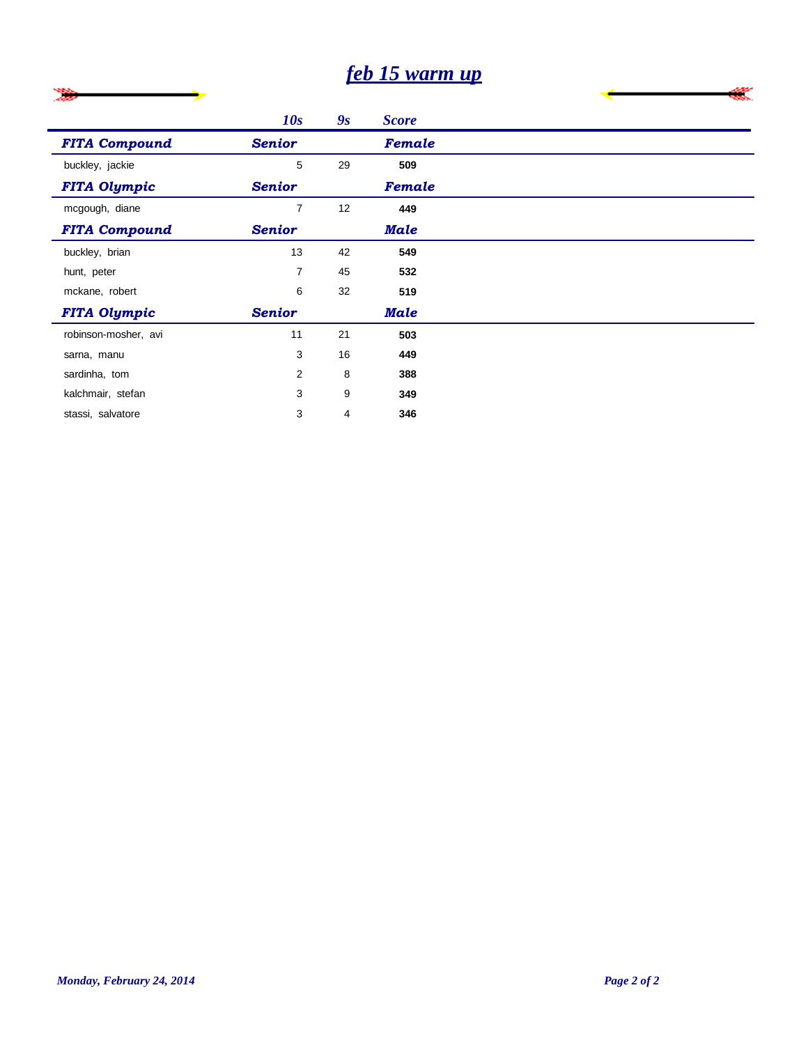# *feb 15 warm up*

| | 10s | 9s | Score |
|---|---|---|---|
| ***FITA Compound*** | ***Senior*** | | ***Female*** |
| buckley, jackie | 5 | 29 | **509** |
| ***FITA Olympic*** | ***Senior*** | | ***Female*** |
| mcgough, diane | 7 | 12 | **449** |
| ***FITA Compound*** | ***Senior*** | | ***Male*** |
| buckley, brian | 13 | 42 | **549** |
| hunt, peter | 7 | 45 | **532** |
| mckane, robert | 6 | 32 | **519** |
| ***FITA Olympic*** | ***Senior*** | | ***Male*** |
| robinson-mosher, avi | 11 | 21 | **503** |
| sarna, manu | 3 | 16 | **449** |
| sardinha, tom | 2 | 8 | **388** |
| kalchmair, stefan | 3 | 9 | **349** |
| stassi, salvatore | 3 | 4 | **346** |

*Monday, February 24, 2014*